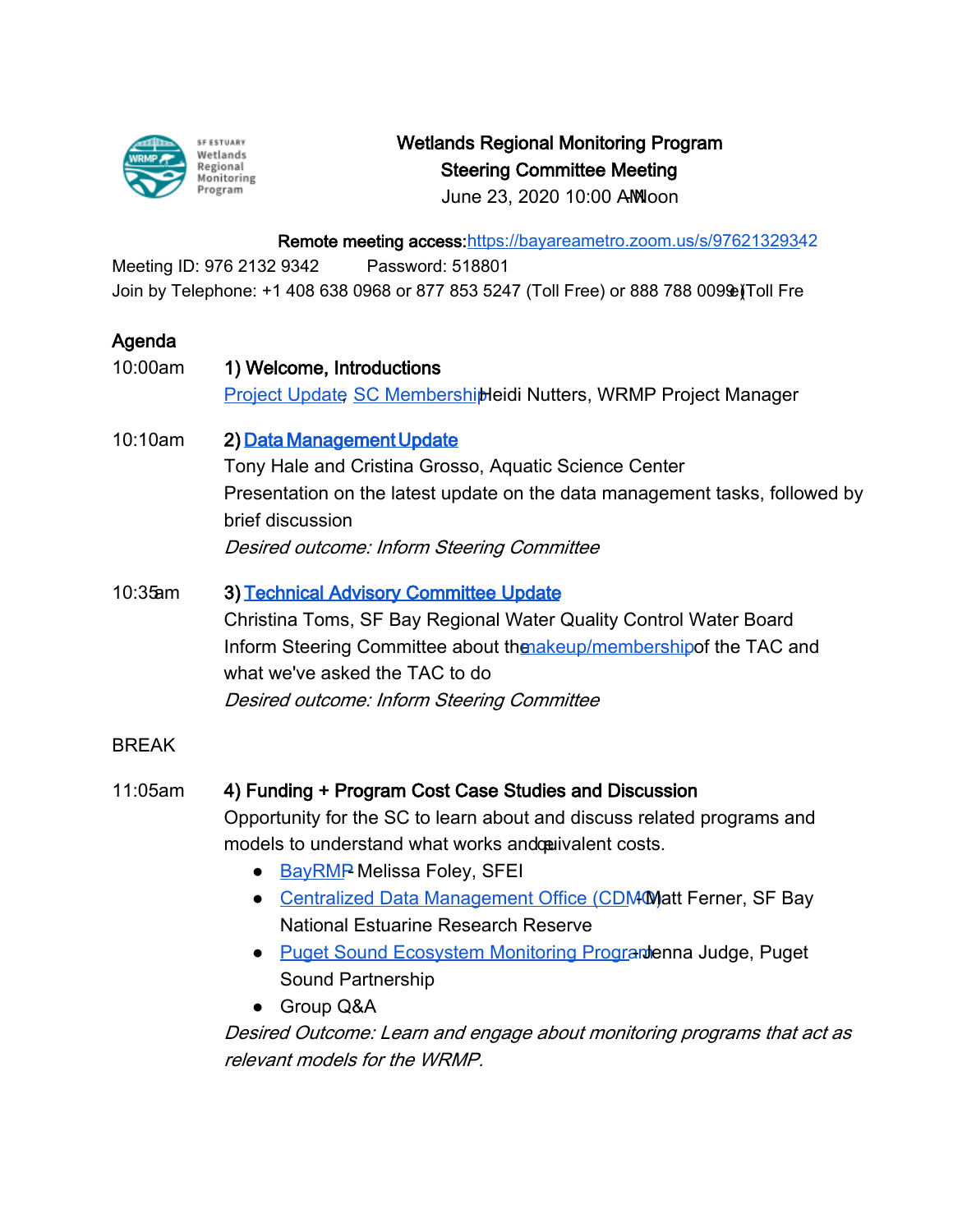# Wetlands Regional Monitoring Program
## Steering Committee Meeting
June 23, 2020 10:00 AM – Noon

**Remote meeting access:** https://bayareametro.zoom.us/s/97621329342

Meeting ID: 976 2132 9342  Password: 518801

Join by Telephone: +1 408 638 0968 or 877 853 5247 (Toll Free) or 888 788 0099 (Toll Free)

## Agenda

10:00am **1) Welcome, Introductions**

[Project Update], [SC Membership] – Heidi Nutters, WRMP Project Manager

10:10am **2) [Data Management Update]**

Tony Hale and Cristina Grosso, Aquatic Science Center

Presentation on the latest update on the data management tasks, followed by brief discussion

*Desired outcome: Inform Steering Committee*

10:35am **3) [Technical Advisory Committee Update]**

Christina Toms, SF Bay Regional Water Quality Control Water Board

Inform Steering Committee about the [makeup/membership] of the TAC and what we've asked the TAC to do

*Desired outcome: Inform Steering Committee*

BREAK

11:05am **4) Funding + Program Cost Case Studies and Discussion**

Opportunity for the SC to learn about and discuss related programs and models to understand what works and equivalent costs.

- [BayRMP] – Melissa Foley, SFEI
- [Centralized Data Management Office (CDMO)] – Matt Ferner, SF Bay National Estuarine Research Reserve
- [Puget Sound Ecosystem Monitoring Program] – Jenna Judge, Puget Sound Partnership
- Group Q&A

*Desired Outcome: Learn and engage about monitoring programs that act as relevant models for the WRMP.*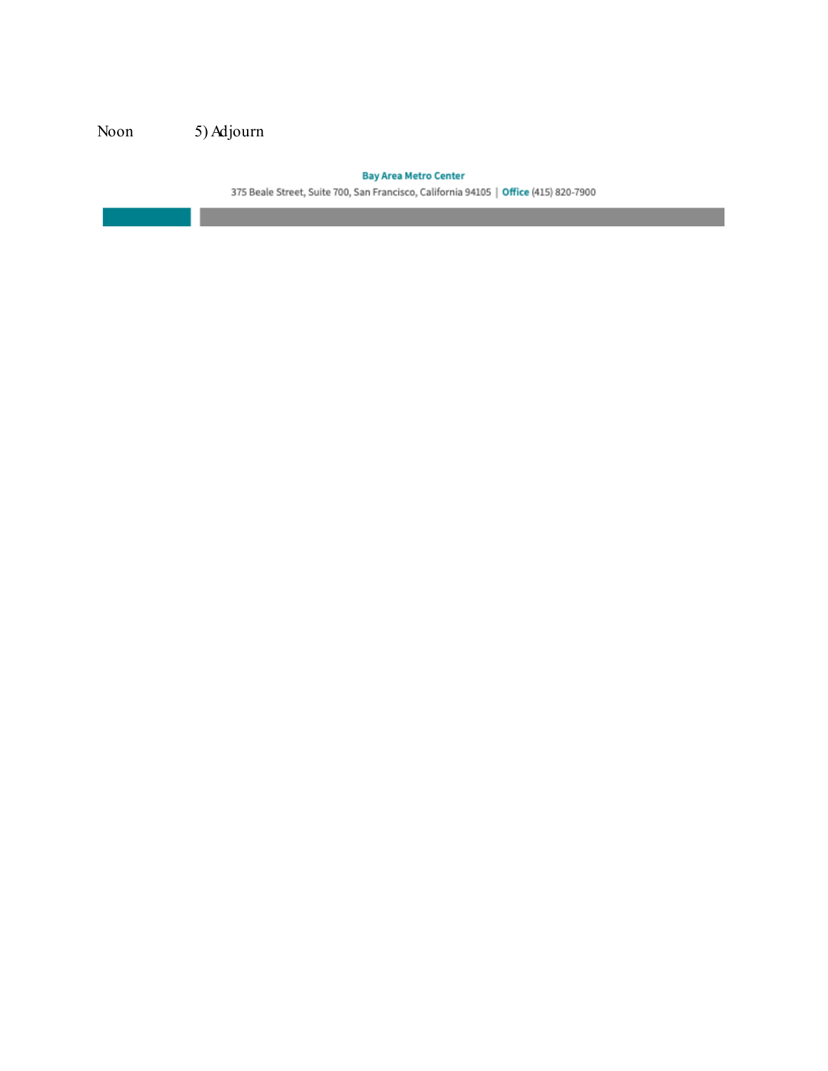| | |
|---|---|
| Noon | 5) Adjourn |

**Bay Area Metro Center**

375 Beale Street, Suite 700, San Francisco, California 94105 | **Office** (415) 820-7900